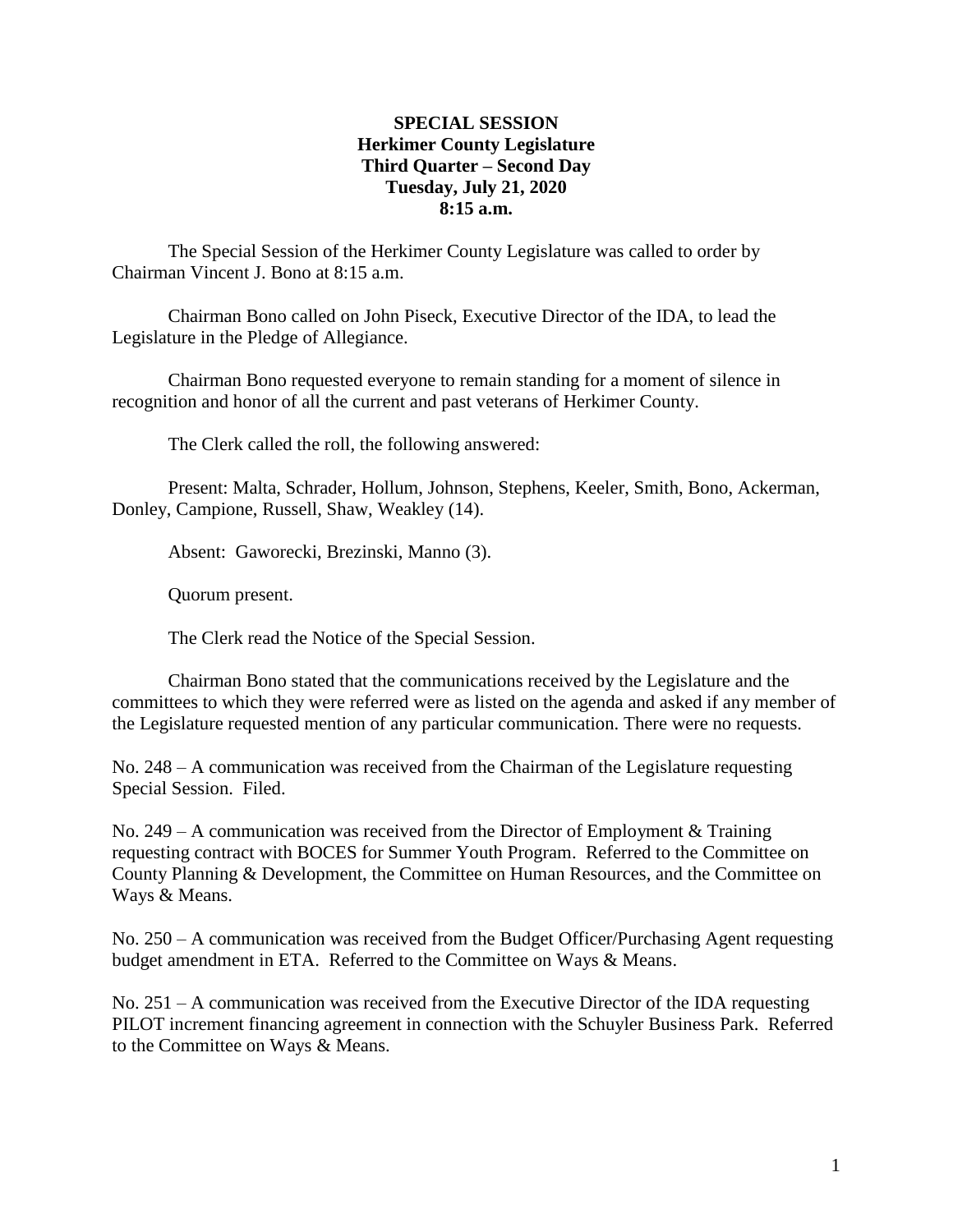**SPECIAL SESSION**
**Herkimer County Legislature**
**Third Quarter – Second Day**
**Tuesday, July 21, 2020**
**8:15 a.m.**

The Special Session of the Herkimer County Legislature was called to order by Chairman Vincent J. Bono at 8:15 a.m.

Chairman Bono called on John Piseck, Executive Director of the IDA, to lead the Legislature in the Pledge of Allegiance.

Chairman Bono requested everyone to remain standing for a moment of silence in recognition and honor of all the current and past veterans of Herkimer County.

The Clerk called the roll, the following answered:

Present: Malta, Schrader, Hollum, Johnson, Stephens, Keeler, Smith, Bono, Ackerman, Donley, Campione, Russell, Shaw, Weakley (14).

Absent: Gaworecki, Brezinski, Manno (3).

Quorum present.

The Clerk read the Notice of the Special Session.

Chairman Bono stated that the communications received by the Legislature and the committees to which they were referred were as listed on the agenda and asked if any member of the Legislature requested mention of any particular communication. There were no requests.

No. 248 – A communication was received from the Chairman of the Legislature requesting Special Session. Filed.

No. 249 – A communication was received from the Director of Employment & Training requesting contract with BOCES for Summer Youth Program. Referred to the Committee on County Planning & Development, the Committee on Human Resources, and the Committee on Ways & Means.

No. 250 – A communication was received from the Budget Officer/Purchasing Agent requesting budget amendment in ETA. Referred to the Committee on Ways & Means.

No. 251 – A communication was received from the Executive Director of the IDA requesting PILOT increment financing agreement in connection with the Schuyler Business Park. Referred to the Committee on Ways & Means.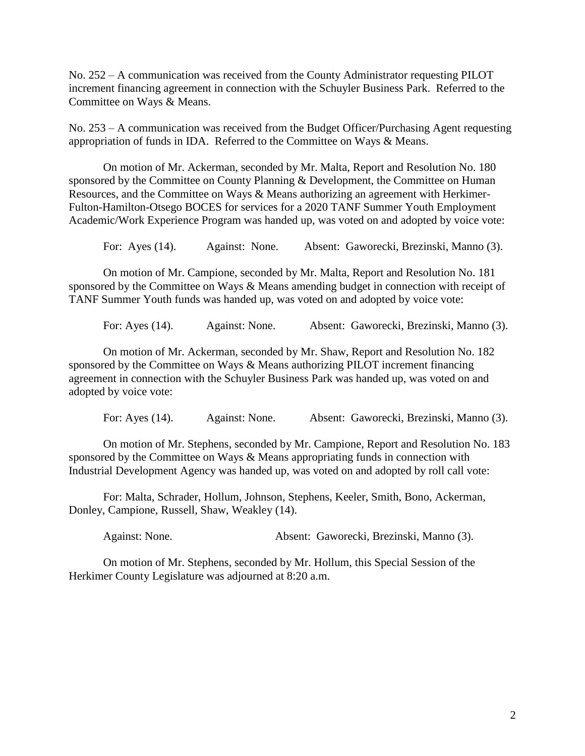No. 252 – A communication was received from the County Administrator requesting PILOT increment financing agreement in connection with the Schuyler Business Park. Referred to the Committee on Ways & Means.

No. 253 – A communication was received from the Budget Officer/Purchasing Agent requesting appropriation of funds in IDA. Referred to the Committee on Ways & Means.

On motion of Mr. Ackerman, seconded by Mr. Malta, Report and Resolution No. 180 sponsored by the Committee on County Planning & Development, the Committee on Human Resources, and the Committee on Ways & Means authorizing an agreement with Herkimer-Fulton-Hamilton-Otsego BOCES for services for a 2020 TANF Summer Youth Employment Academic/Work Experience Program was handed up, was voted on and adopted by voice vote:

For: Ayes (14). Against: None. Absent: Gaworecki, Brezinski, Manno (3).

On motion of Mr. Campione, seconded by Mr. Malta, Report and Resolution No. 181 sponsored by the Committee on Ways & Means amending budget in connection with receipt of TANF Summer Youth funds was handed up, was voted on and adopted by voice vote:

For: Ayes (14). Against: None. Absent: Gaworecki, Brezinski, Manno (3).

On motion of Mr. Ackerman, seconded by Mr. Shaw, Report and Resolution No. 182 sponsored by the Committee on Ways & Means authorizing PILOT increment financing agreement in connection with the Schuyler Business Park was handed up, was voted on and adopted by voice vote:

For: Ayes (14). Against: None. Absent: Gaworecki, Brezinski, Manno (3).

On motion of Mr. Stephens, seconded by Mr. Campione, Report and Resolution No. 183 sponsored by the Committee on Ways & Means appropriating funds in connection with Industrial Development Agency was handed up, was voted on and adopted by roll call vote:

For: Malta, Schrader, Hollum, Johnson, Stephens, Keeler, Smith, Bono, Ackerman, Donley, Campione, Russell, Shaw, Weakley (14).

Against: None. Absent: Gaworecki, Brezinski, Manno (3).

On motion of Mr. Stephens, seconded by Mr. Hollum, this Special Session of the Herkimer County Legislature was adjourned at 8:20 a.m.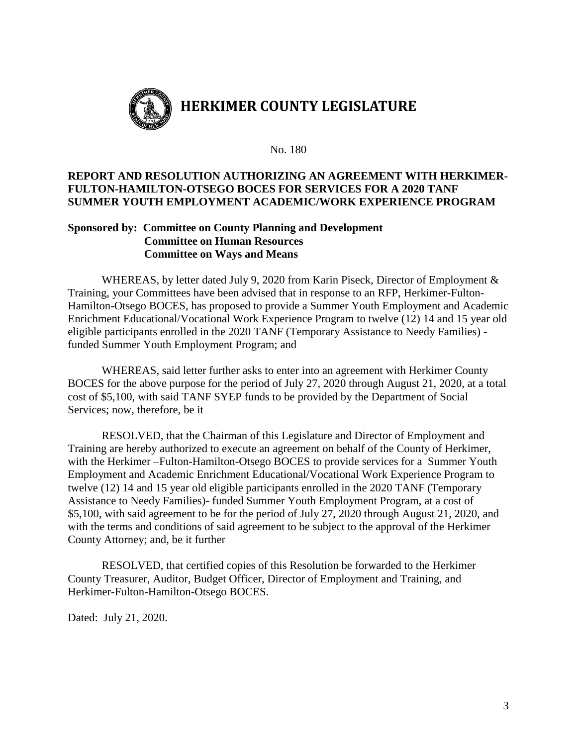# HERKIMER COUNTY LEGISLATURE

No. 180

**REPORT AND RESOLUTION AUTHORIZING AN AGREEMENT WITH HERKIMER-FULTON-HAMILTON-OTSEGO BOCES FOR SERVICES FOR A 2020 TANF SUMMER YOUTH EMPLOYMENT ACADEMIC/WORK EXPERIENCE PROGRAM**

**Sponsored by: Committee on County Planning and Development**
**Committee on Human Resources**
**Committee on Ways and Means**

WHEREAS, by letter dated July 9, 2020 from Karin Piseck, Director of Employment & Training, your Committees have been advised that in response to an RFP, Herkimer-Fulton-Hamilton-Otsego BOCES, has proposed to provide a Summer Youth Employment and Academic Enrichment Educational/Vocational Work Experience Program to twelve (12) 14 and 15 year old eligible participants enrolled in the 2020 TANF (Temporary Assistance to Needy Families) - funded Summer Youth Employment Program; and

WHEREAS, said letter further asks to enter into an agreement with Herkimer County BOCES for the above purpose for the period of July 27, 2020 through August 21, 2020, at a total cost of $5,100, with said TANF SYEP funds to be provided by the Department of Social Services; now, therefore, be it

RESOLVED, that the Chairman of this Legislature and Director of Employment and Training are hereby authorized to execute an agreement on behalf of the County of Herkimer, with the Herkimer –Fulton-Hamilton-Otsego BOCES to provide services for a Summer Youth Employment and Academic Enrichment Educational/Vocational Work Experience Program to twelve (12) 14 and 15 year old eligible participants enrolled in the 2020 TANF (Temporary Assistance to Needy Families)- funded Summer Youth Employment Program, at a cost of $5,100, with said agreement to be for the period of July 27, 2020 through August 21, 2020, and with the terms and conditions of said agreement to be subject to the approval of the Herkimer County Attorney; and, be it further

RESOLVED, that certified copies of this Resolution be forwarded to the Herkimer County Treasurer, Auditor, Budget Officer, Director of Employment and Training, and Herkimer-Fulton-Hamilton-Otsego BOCES.

Dated: July 21, 2020.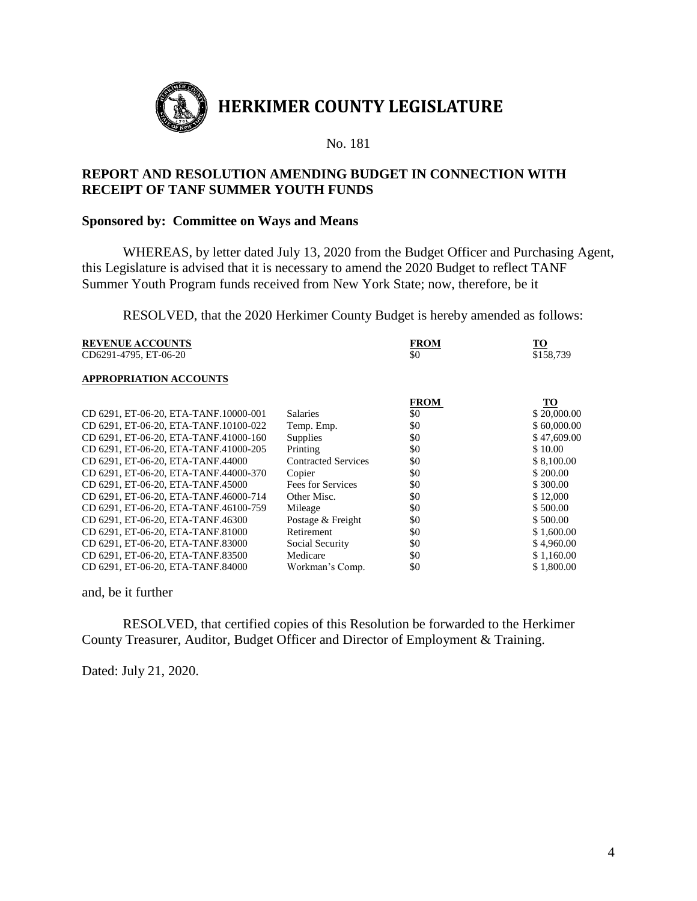# HERKIMER COUNTY LEGISLATURE

No. 181

## REPORT AND RESOLUTION AMENDING BUDGET IN CONNECTION WITH RECEIPT OF TANF SUMMER YOUTH FUNDS

**Sponsored by: Committee on Ways and Means**

WHEREAS, by letter dated July 13, 2020 from the Budget Officer and Purchasing Agent, this Legislature is advised that it is necessary to amend the 2020 Budget to reflect TANF Summer Youth Program funds received from New York State; now, therefore, be it

RESOLVED, that the 2020 Herkimer County Budget is hereby amended as follows:

| **REVENUE ACCOUNTS** | **FROM** | **TO** |
|---|---|---|
| CD6291-4795, ET-06-20 | $0 | $158,739 |

**APPROPRIATION ACCOUNTS**

| | | **FROM** | **TO** |
|---|---|---|---|
| CD 6291, ET-06-20, ETA-TANF.10000-001 | Salaries | $0 | $ 20,000.00 |
| CD 6291, ET-06-20, ETA-TANF.10100-022 | Temp. Emp. | $0 | $ 60,000.00 |
| CD 6291, ET-06-20, ETA-TANF.41000-160 | Supplies | $0 | $ 47,609.00 |
| CD 6291, ET-06-20, ETA-TANF.41000-205 | Printing | $0 | $ 10.00 |
| CD 6291, ET-06-20, ETA-TANF.44000 | Contracted Services | $0 | $ 8,100.00 |
| CD 6291, ET-06-20, ETA-TANF.44000-370 | Copier | $0 | $ 200.00 |
| CD 6291, ET-06-20, ETA-TANF.45000 | Fees for Services | $0 | $ 300.00 |
| CD 6291, ET-06-20, ETA-TANF.46000-714 | Other Misc. | $0 | $ 12,000 |
| CD 6291, ET-06-20, ETA-TANF.46100-759 | Mileage | $0 | $ 500.00 |
| CD 6291, ET-06-20, ETA-TANF.46300 | Postage & Freight | $0 | $ 500.00 |
| CD 6291, ET-06-20, ETA-TANF.81000 | Retirement | $0 | $ 1,600.00 |
| CD 6291, ET-06-20, ETA-TANF.83000 | Social Security | $0 | $ 4,960.00 |
| CD 6291, ET-06-20, ETA-TANF.83500 | Medicare | $0 | $ 1,160.00 |
| CD 6291, ET-06-20, ETA-TANF.84000 | Workman's Comp. | $0 | $ 1,800.00 |

and, be it further

RESOLVED, that certified copies of this Resolution be forwarded to the Herkimer County Treasurer, Auditor, Budget Officer and Director of Employment & Training.

Dated: July 21, 2020.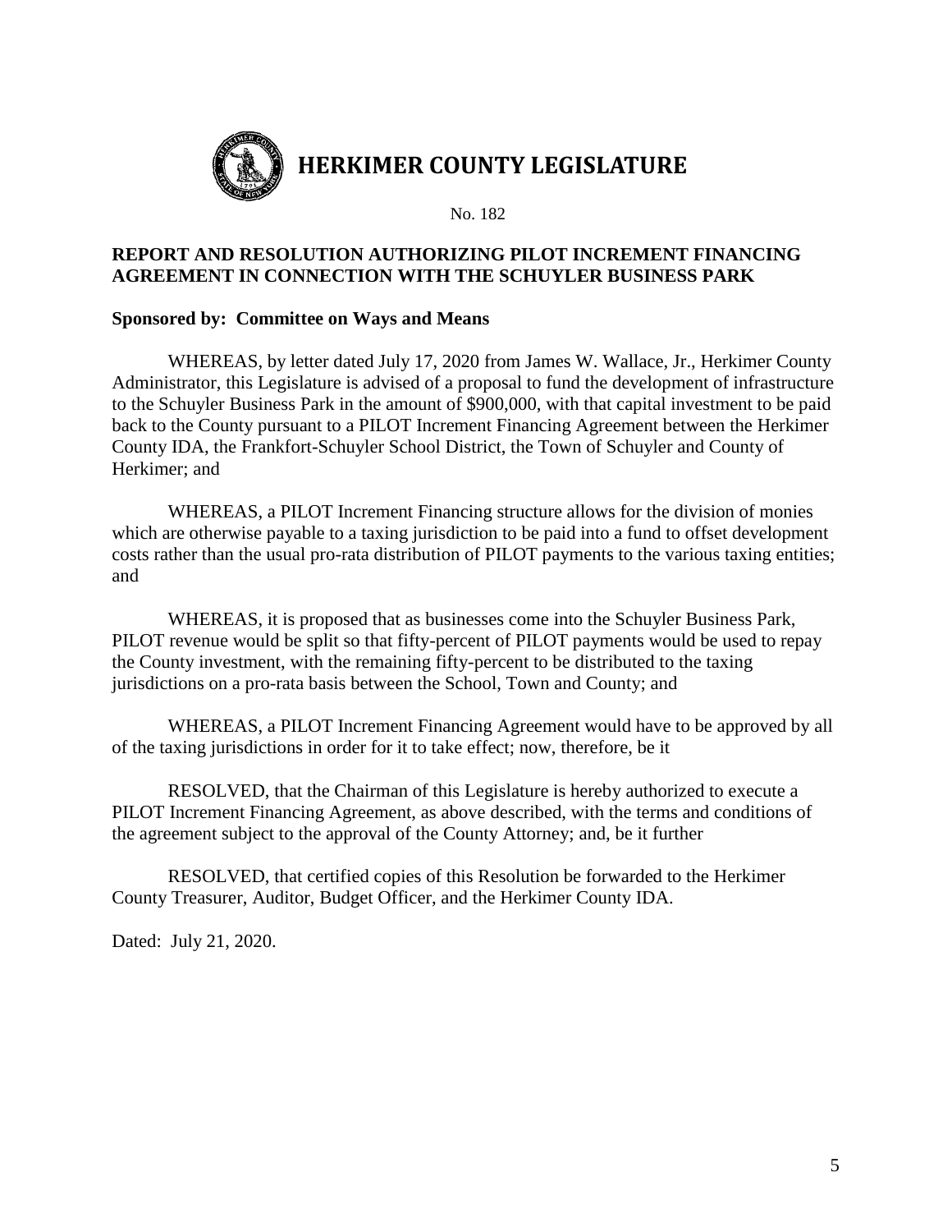# HERKIMER COUNTY LEGISLATURE

No. 182

**REPORT AND RESOLUTION AUTHORIZING PILOT INCREMENT FINANCING AGREEMENT IN CONNECTION WITH THE SCHUYLER BUSINESS PARK**

**Sponsored by: Committee on Ways and Means**

WHEREAS, by letter dated July 17, 2020 from James W. Wallace, Jr., Herkimer County Administrator, this Legislature is advised of a proposal to fund the development of infrastructure to the Schuyler Business Park in the amount of $900,000, with that capital investment to be paid back to the County pursuant to a PILOT Increment Financing Agreement between the Herkimer County IDA, the Frankfort-Schuyler School District, the Town of Schuyler and County of Herkimer; and

WHEREAS, a PILOT Increment Financing structure allows for the division of monies which are otherwise payable to a taxing jurisdiction to be paid into a fund to offset development costs rather than the usual pro-rata distribution of PILOT payments to the various taxing entities; and

WHEREAS, it is proposed that as businesses come into the Schuyler Business Park, PILOT revenue would be split so that fifty-percent of PILOT payments would be used to repay the County investment, with the remaining fifty-percent to be distributed to the taxing jurisdictions on a pro-rata basis between the School, Town and County; and

WHEREAS, a PILOT Increment Financing Agreement would have to be approved by all of the taxing jurisdictions in order for it to take effect; now, therefore, be it

RESOLVED, that the Chairman of this Legislature is hereby authorized to execute a PILOT Increment Financing Agreement, as above described, with the terms and conditions of the agreement subject to the approval of the County Attorney; and, be it further

RESOLVED, that certified copies of this Resolution be forwarded to the Herkimer County Treasurer, Auditor, Budget Officer, and the Herkimer County IDA.

Dated: July 21, 2020.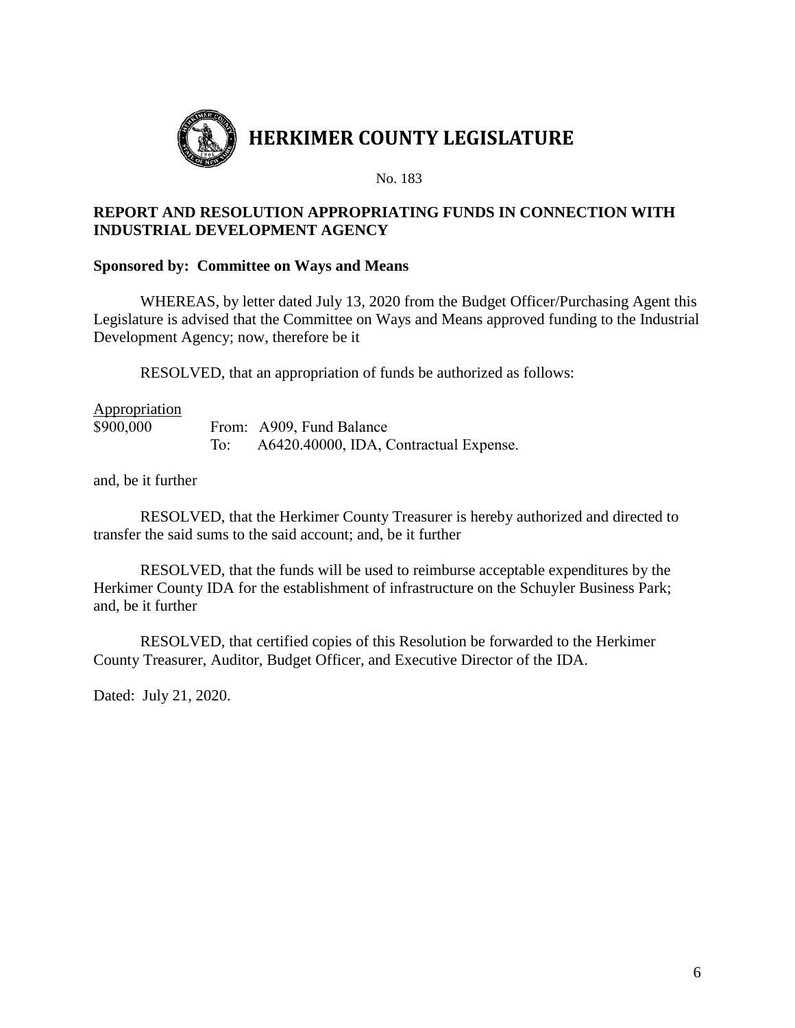# HERKIMER COUNTY LEGISLATURE

No. 183

**REPORT AND RESOLUTION APPROPRIATING FUNDS IN CONNECTION WITH INDUSTRIAL DEVELOPMENT AGENCY**

**Sponsored by: Committee on Ways and Means**

WHEREAS, by letter dated July 13, 2020 from the Budget Officer/Purchasing Agent this Legislature is advised that the Committee on Ways and Means approved funding to the Industrial Development Agency; now, therefore be it

RESOLVED, that an appropriation of funds be authorized as follows:

Appropriation

$900,000 From: A909, Fund Balance
To: A6420.40000, IDA, Contractual Expense.

and, be it further

RESOLVED, that the Herkimer County Treasurer is hereby authorized and directed to transfer the said sums to the said account; and, be it further

RESOLVED, that the funds will be used to reimburse acceptable expenditures by the Herkimer County IDA for the establishment of infrastructure on the Schuyler Business Park; and, be it further

RESOLVED, that certified copies of this Resolution be forwarded to the Herkimer County Treasurer, Auditor, Budget Officer, and Executive Director of the IDA.

Dated: July 21, 2020.